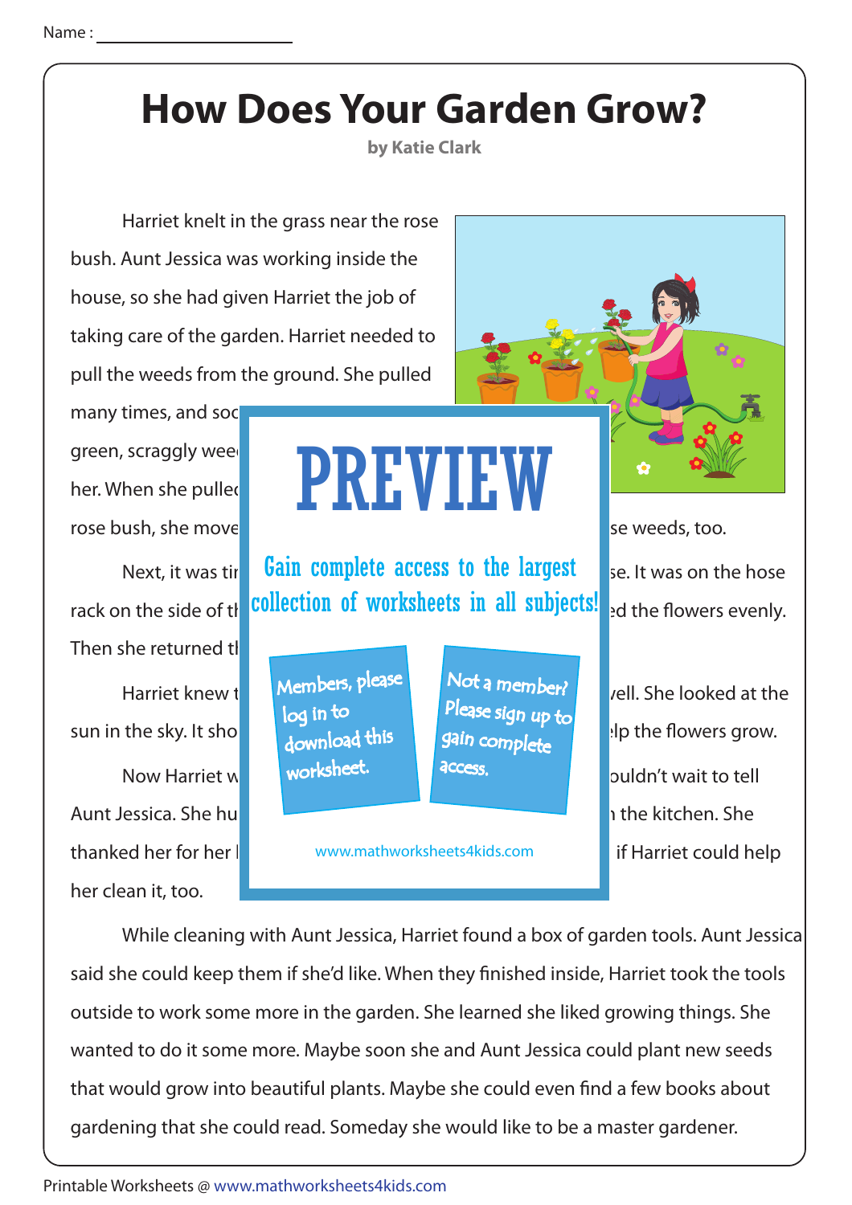Name :

# How Does Your Garden Grow?

**by Katie Clark**

Harriet knelt in the grass near the rose bush. Aunt Jessica was working inside the house, so she had given Harriet the job of taking care of the garden. Harriet needed to pull the weeds from the ground. She pulled many times, and soo

green, scraggly wee

her. When she pulled

rose bush, she move se weeds, too.

Next, it was tir se. It was on the hose rack on the side of th ed the flowers evenly. Then she returned t

Harriet knew t vell. She looked at the sun in the sky. It sho elp the flowers grow.

Now Harriet w ouldn't wait to tell Aunt Jessica. She hu the kitchen. She thanked her for her if Harriet could help her clean it, too.

PREVIEW

Gain complete access to the largest collection of worksheets in all subjects!

Members, please log in to download this worksheet.

Not a member? Please sign up to gain complete access.

www.mathworksheets4kids.com

While cleaning with Aunt Jessica, Harriet found a box of garden tools. Aunt Jessica said she could keep them if she'd like. When they finished inside, Harriet took the tools outside to work some more in the garden. She learned she liked growing things. She wanted to do it some more. Maybe soon she and Aunt Jessica could plant new seeds that would grow into beautiful plants. Maybe she could even find a few books about gardening that she could read. Someday she would like to be a master gardener.

Printable Worksheets @ www.mathworksheets4kids.com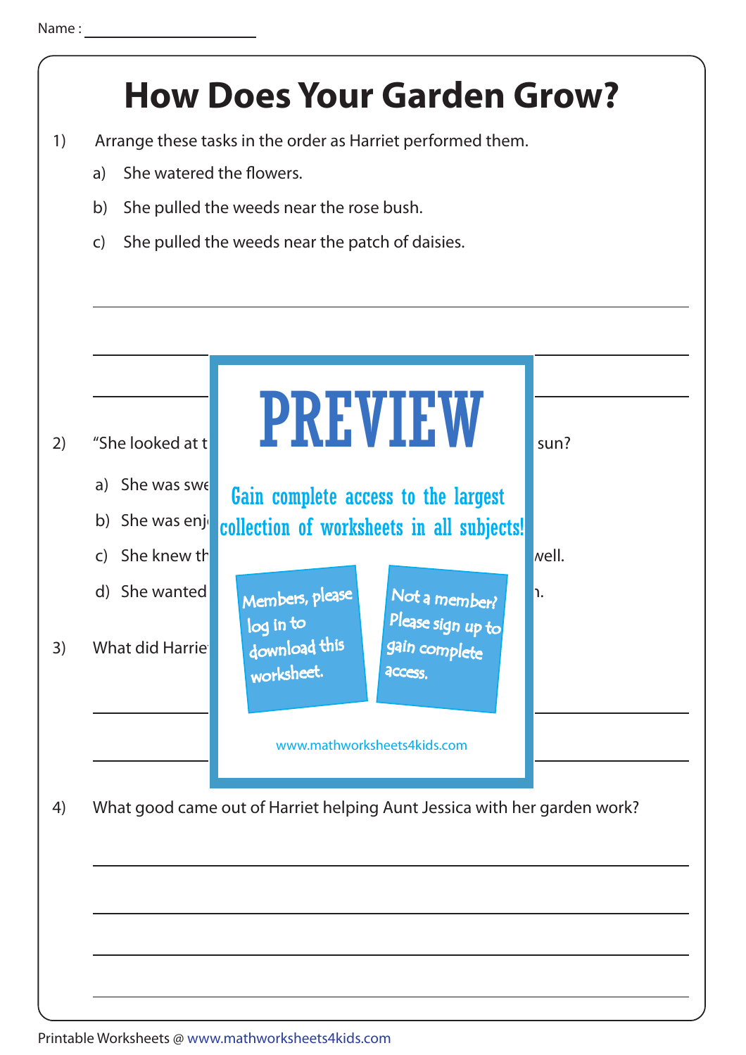Name :

# How Does Your Garden Grow?

1) Arrange these tasks in the order as Harriet performed them.

   a) She watered the flowers.

   b) She pulled the weeds near the rose bush.

   c) She pulled the weeds near the patch of daisies.

2) "She looked at t sun?

   a) She was swe

   b) She was enj

   c) She knew th well.

   d) She wanted n.

3) What did Harrie

# PREVIEW

Gain complete access to the largest collection of worksheets in all subjects!

Members, please log in to download this worksheet.

Not a member? Please sign up to gain complete access.

www.mathworksheets4kids.com

4) What good came out of Harriet helping Aunt Jessica with her garden work?

Printable Worksheets @ www.mathworksheets4kids.com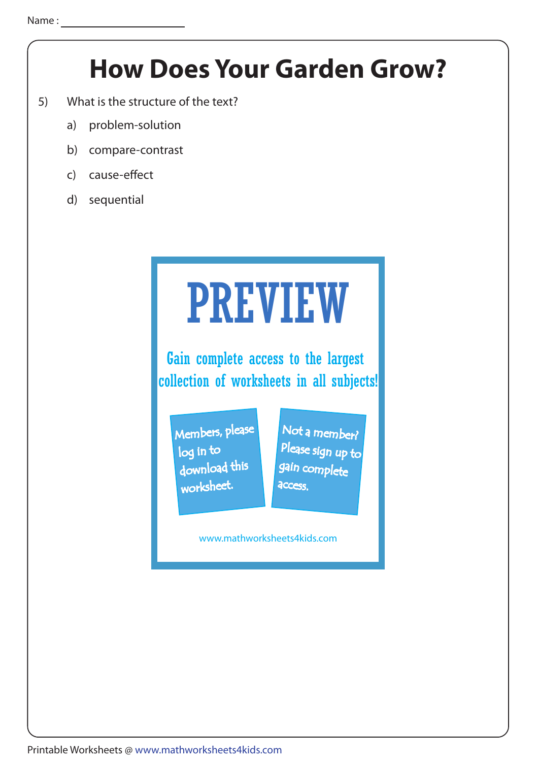Name : ____________________

# How Does Your Garden Grow?

5) What is the structure of the text?

   a) problem-solution

   b) compare-contrast

   c) cause-effect

   d) sequential

PREVIEW

Gain complete access to the largest collection of worksheets in all subjects!

Members, please log in to download this worksheet.

Not a member? Please sign up to gain complete access.

www.mathworksheets4kids.com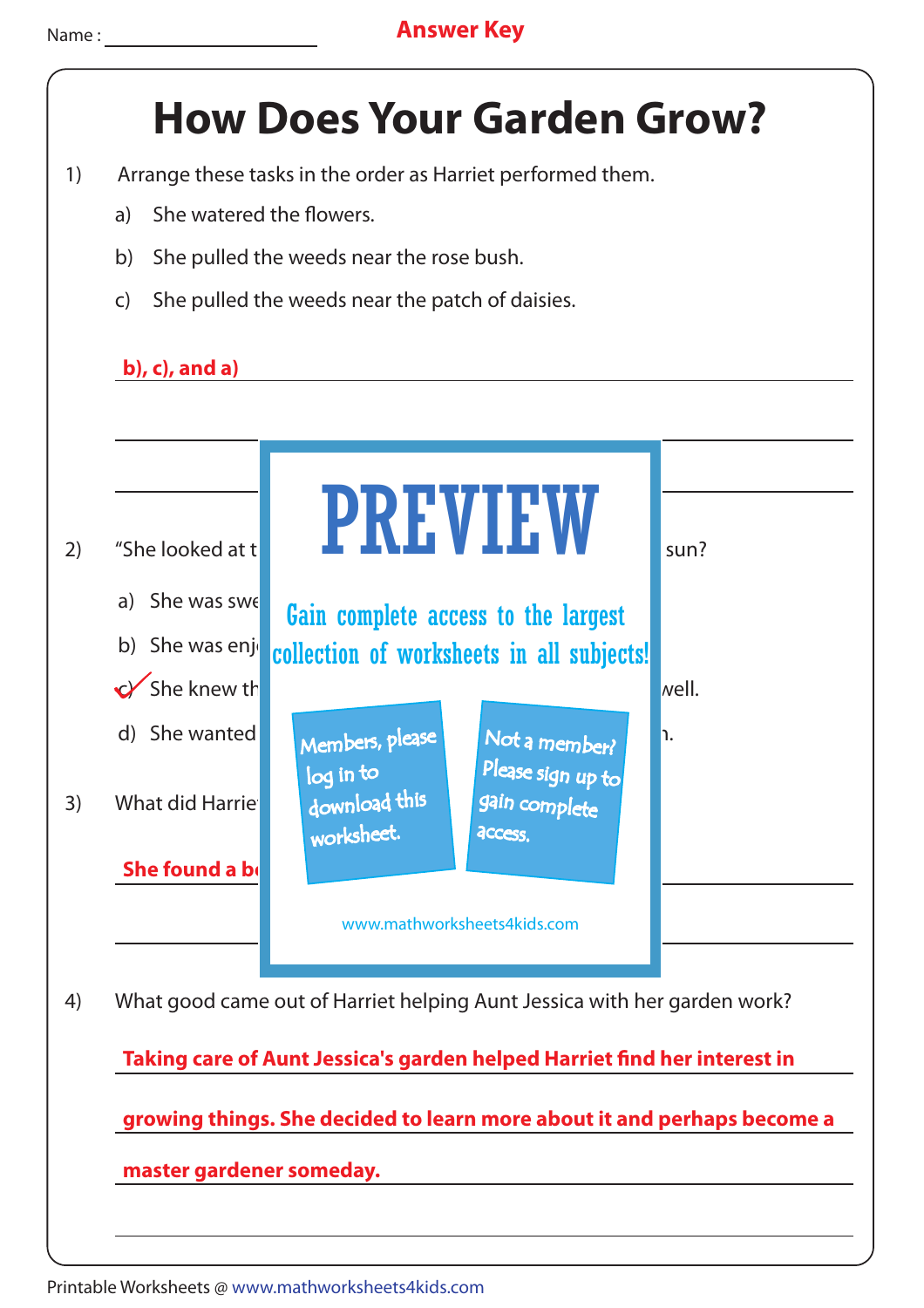Name : ____________________ **Answer Key**

# How Does Your Garden Grow?

1) Arrange these tasks in the order as Harriet performed them.

   a) She watered the flowers.

   b) She pulled the weeds near the rose bush.

   c) She pulled the weeds near the patch of daisies.

   **b), c), and a)**

2) "She looked at t sun?

   a) She was swe

   b) She was enj

   c) ✓ She knew th well.

   d) She wanted n.

3) What did Harrie

   **She found a b**

PREVIEW

Gain complete access to the largest collection of worksheets in all subjects!

Members, please log in to download this worksheet.

Not a member? Please sign up to gain complete access.

www.mathworksheets4kids.com

4) What good came out of Harriet helping Aunt Jessica with her garden work?

   **Taking care of Aunt Jessica's garden helped Harriet find her interest in growing things. She decided to learn more about it and perhaps become a master gardener someday.**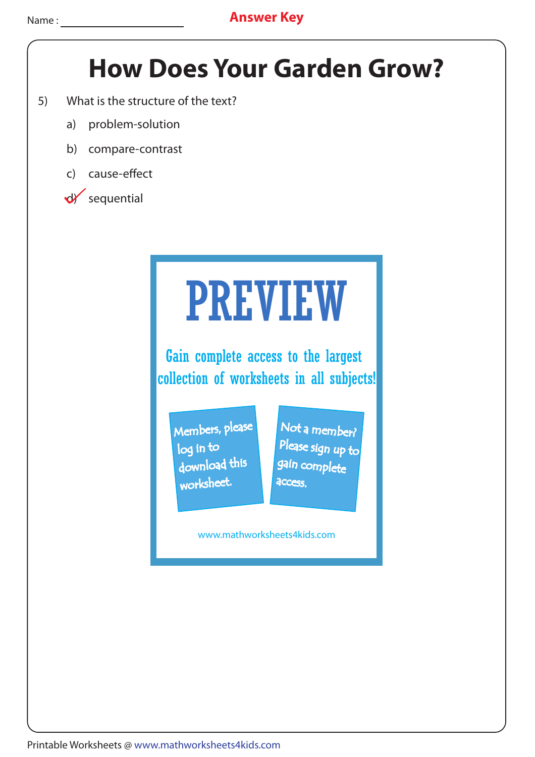Name :

**Answer Key**

# How Does Your Garden Grow?

5) What is the structure of the text?

a) problem-solution

b) compare-contrast

c) cause-effect

d) sequential ✓

PREVIEW

Gain complete access to the largest collection of worksheets in all subjects!

Members, please log in to download this worksheet.

Not a member? Please sign up to gain complete access.

www.mathworksheets4kids.com

Printable Worksheets @ www.mathworksheets4kids.com